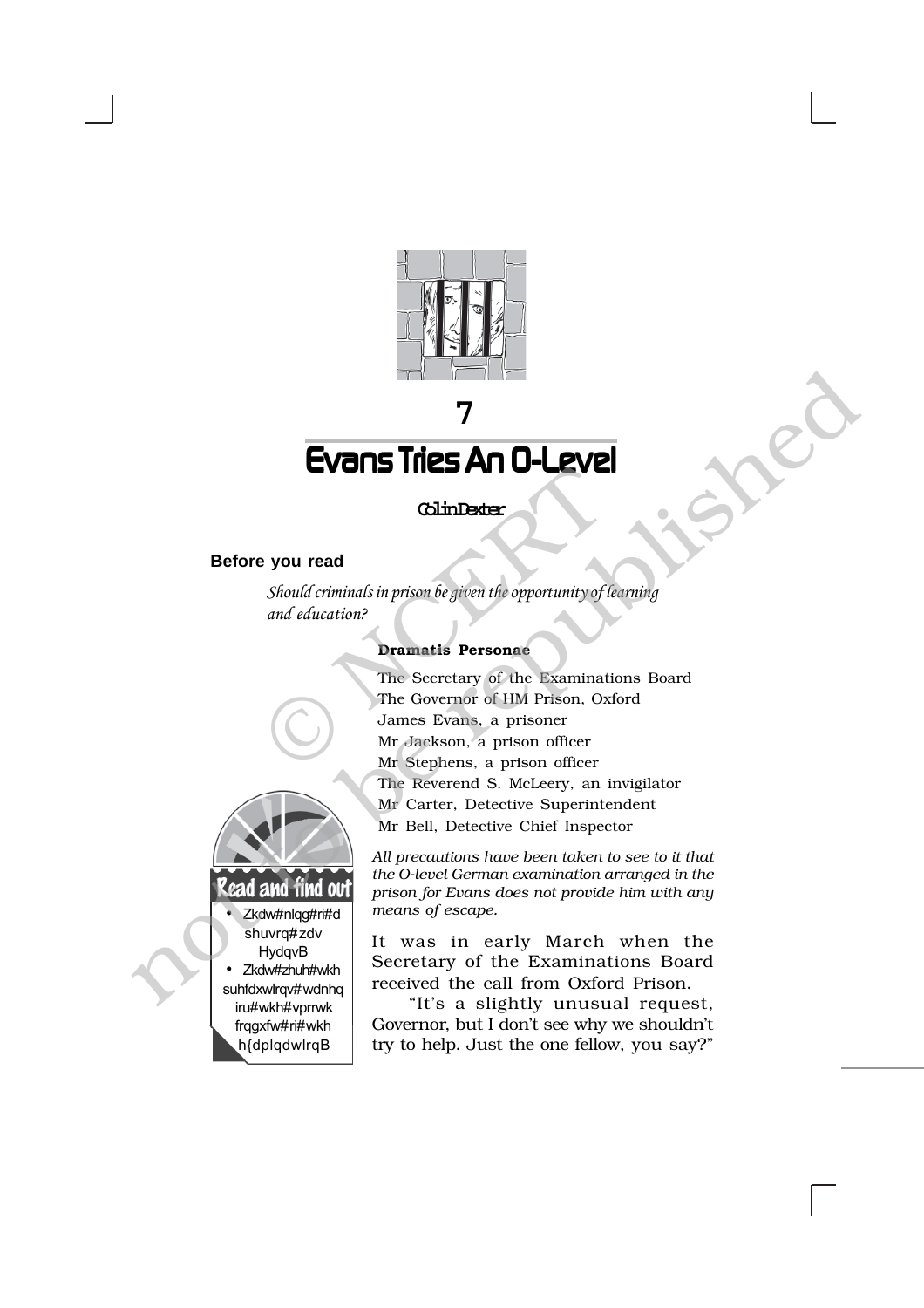# 7

# Evans Tries An O-Level

**Colin Dexter**

**Before you read**

*Should criminals in prison be given the opportunity of learning and education?*

**Read and find out**

- Zkdw#nlqg#ri#d shuvrq#zdv HydqvB
- Zkdw#zhuh#wkh suhfdxwlrqv#wdnhq iru#wkh#vprrwk frqgxfw#ri#wkh h{dplqdwlrqB

**Dramatis Personae**

The Secretary of the Examinations Board
The Governor of HM Prison, Oxford
James Evans, a prisoner
Mr Jackson, a prison officer
Mr Stephens, a prison officer
The Reverend S. McLeery, an invigilator
Mr Carter, Detective Superintendent
Mr Bell, Detective Chief Inspector

*All precautions have been taken to see to it that the O-level German examination arranged in the prison for Evans does not provide him with any means of escape.*

It was in early March when the Secretary of the Examinations Board received the call from Oxford Prison.

"It's a slightly unusual request, Governor, but I don't see why we shouldn't try to help. Just the one fellow, you say?"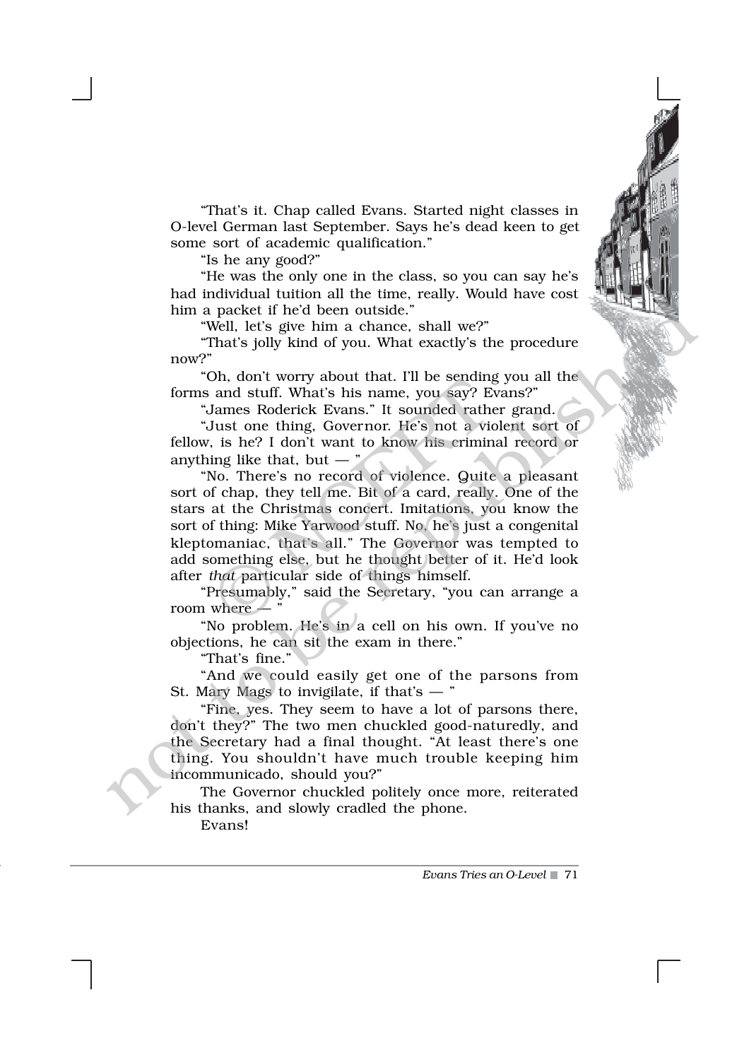"That's it. Chap called Evans. Started night classes in O-level German last September. Says he's dead keen to get some sort of academic qualification."

"Is he any good?"

"He was the only one in the class, so you can say he's had individual tuition all the time, really. Would have cost him a packet if he'd been outside."

"Well, let's give him a chance, shall we?"

"That's jolly kind of you. What exactly's the procedure now?"

"Oh, don't worry about that. I'll be sending you all the forms and stuff. What's his name, you say? Evans?"

"James Roderick Evans." It sounded rather grand.

"Just one thing, Governor. He's not a violent sort of fellow, is he? I don't want to know his criminal record or anything like that, but — "

"No. There's no record of violence. Quite a pleasant sort of chap, they tell me. Bit of a card, really. One of the stars at the Christmas concert. Imitations, you know the sort of thing: Mike Yarwood stuff. No, he's just a congenital kleptomaniac, that's all." The Governor was tempted to add something else, but he thought better of it. He'd look after *that* particular side of things himself.

"Presumably," said the Secretary, "you can arrange a room where — "

"No problem. He's in a cell on his own. If you've no objections, he can sit the exam in there."

"That's fine."

"And we could easily get one of the parsons from St. Mary Mags to invigilate, if that's — "

"Fine, yes. They seem to have a lot of parsons there, don't they?" The two men chuckled good-naturedly, and the Secretary had a final thought. "At least there's one thing. You shouldn't have much trouble keeping him incommunicado, should you?"

The Governor chuckled politely once more, reiterated his thanks, and slowly cradled the phone.

Evans!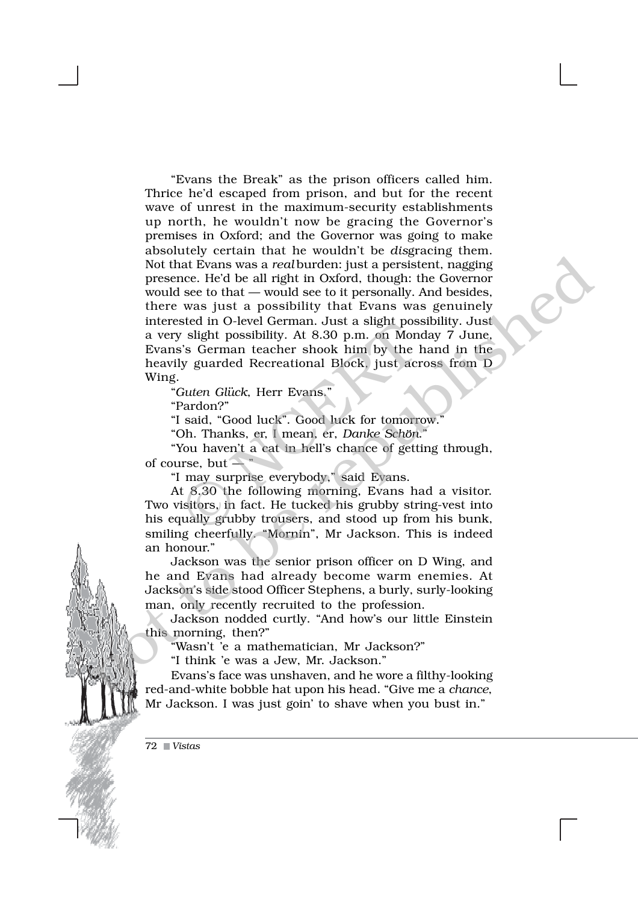"Evans the Break" as the prison officers called him. Thrice he'd escaped from prison, and but for the recent wave of unrest in the maximum-security establishments up north, he wouldn't now be gracing the Governor's premises in Oxford; and the Governor was going to make absolutely certain that he wouldn't be *dis*gracing them. Not that Evans was a *real* burden: just a persistent, nagging presence. He'd be all right in Oxford, though: the Governor would see to that — would see to it personally. And besides, there was just a possibility that Evans was genuinely interested in O-level German. Just a slight possibility. Just a very slight possibility. At 8.30 p.m. on Monday 7 June, Evans's German teacher shook him by the hand in the heavily guarded Recreational Block, just across from D Wing.

"*Guten Glück*, Herr Evans."

"Pardon?"

"I said, "Good luck". Good luck for tomorrow."

"Oh. Thanks, er, I mean, er, *Danke Schön*."

"You haven't a cat in hell's chance of getting through, of course, but — "

"I may surprise everybody," said Evans.

At 8.30 the following morning, Evans had a visitor. Two visitors, in fact. He tucked his grubby string-vest into his equally grubby trousers, and stood up from his bunk, smiling cheerfully. "Mornin", Mr Jackson. This is indeed an honour."

Jackson was the senior prison officer on D Wing, and he and Evans had already become warm enemies. At Jackson's side stood Officer Stephens, a burly, surly-looking man, only recently recruited to the profession.

Jackson nodded curtly. "And how's our little Einstein this morning, then?"

"Wasn't 'e a mathematician, Mr Jackson?"

"I think 'e was a Jew, Mr. Jackson."

Evans's face was unshaven, and he wore a filthy-looking red-and-white bobble hat upon his head. "Give me a *chance*, Mr Jackson. I was just goin' to shave when you bust in."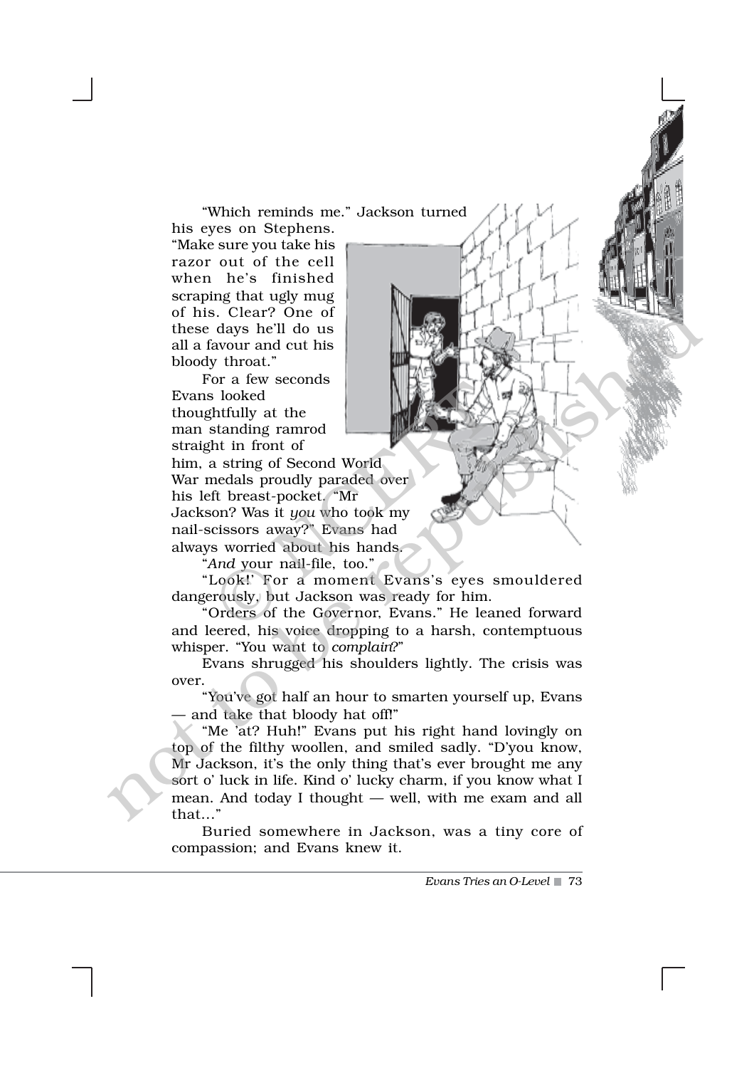"Which reminds me." Jackson turned his eyes on Stephens. "Make sure you take his razor out of the cell when he's finished scraping that ugly mug of his. Clear? One of these days he'll do us all a favour and cut his bloody throat."

For a few seconds Evans looked thoughtfully at the man standing ramrod straight in front of him, a string of Second World War medals proudly paraded over his left breast-pocket. "Mr Jackson? Was it *you* who took my nail-scissors away?" Evans had always worried about his hands.

"*And* your nail-file, too."

"Look!' For a moment Evans's eyes smouldered dangerously, but Jackson was ready for him.

"Orders of the Governor, Evans." He leaned forward and leered, his voice dropping to a harsh, contemptuous whisper. "You want to *complain*?"

Evans shrugged his shoulders lightly. The crisis was over.

"You've got half an hour to smarten yourself up, Evans — and take that bloody hat off!"

"Me 'at? Huh!" Evans put his right hand lovingly on top of the filthy woollen, and smiled sadly. "D'you know, Mr Jackson, it's the only thing that's ever brought me any sort o' luck in life. Kind o' lucky charm, if you know what I mean. And today I thought — well, with me exam and all that..."

Buried somewhere in Jackson, was a tiny core of compassion; and Evans knew it.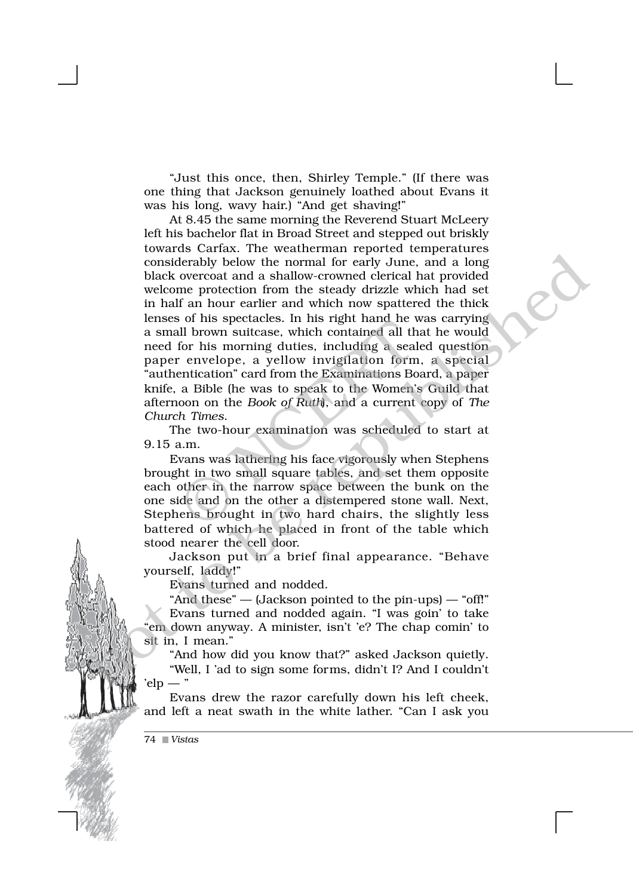"Just this once, then, Shirley Temple." (If there was one thing that Jackson genuinely loathed about Evans it was his long, wavy hair.) "And get shaving!"

At 8.45 the same morning the Reverend Stuart McLeery left his bachelor flat in Broad Street and stepped out briskly towards Carfax. The weatherman reported temperatures considerably below the normal for early June, and a long black overcoat and a shallow-crowned clerical hat provided welcome protection from the steady drizzle which had set in half an hour earlier and which now spattered the thick lenses of his spectacles. In his right hand he was carrying a small brown suitcase, which contained all that he would need for his morning duties, including a sealed question paper envelope, a yellow invigilation form, a special "authentication" card from the Examinations Board, a paper knife, a Bible (he was to speak to the Women's Guild that afternoon on the *Book of Ruth*), and a current copy of *The Church Times*.

The two-hour examination was scheduled to start at 9.15 a.m.

Evans was lathering his face vigorously when Stephens brought in two small square tables, and set them opposite each other in the narrow space between the bunk on the one side and on the other a distempered stone wall. Next, Stephens brought in two hard chairs, the slightly less battered of which he placed in front of the table which stood nearer the cell door.

Jackson put in a brief final appearance. "Behave yourself, laddy!"

Evans turned and nodded.

"And these" — (Jackson pointed to the pin-ups) — "off!"

Evans turned and nodded again. "I was goin' to take 'em down anyway. A minister, isn't 'e? The chap comin' to sit in, I mean."

"And how did you know that?" asked Jackson quietly.

"Well, I 'ad to sign some forms, didn't I? And I couldn't 'elp — "

Evans drew the razor carefully down his left cheek, and left a neat swath in the white lather. "Can I ask you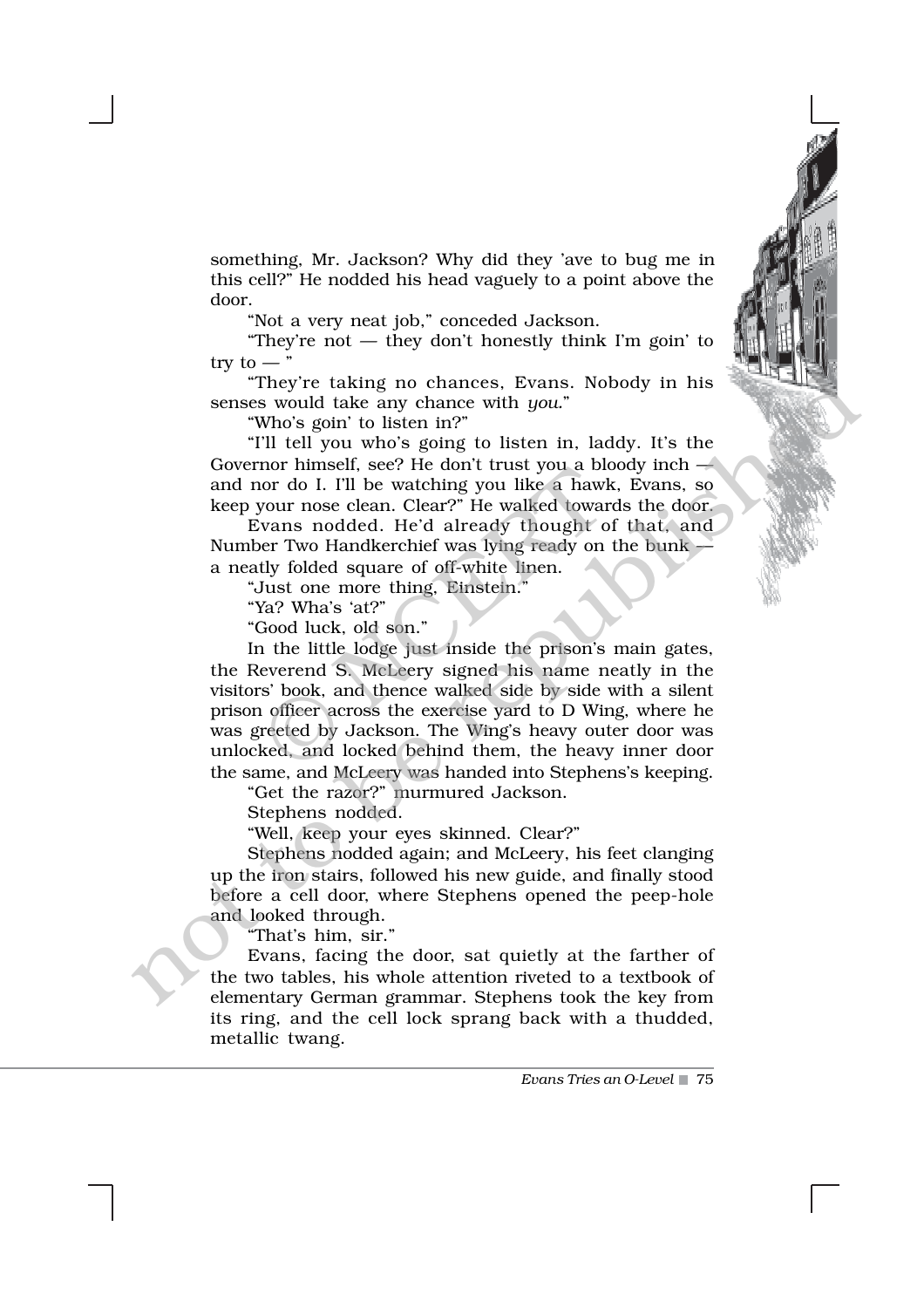something, Mr. Jackson? Why did they 'ave to bug me in this cell?" He nodded his head vaguely to a point above the door.

"Not a very neat job," conceded Jackson.

"They're not — they don't honestly think I'm goin' to try to — "

"They're taking no chances, Evans. Nobody in his senses would take any chance with *you*."

"Who's goin' to listen in?"

"I'll tell you who's going to listen in, laddy. It's the Governor himself, see? He don't trust you a bloody inch — and nor do I. I'll be watching you like a hawk, Evans, so keep your nose clean. Clear?" He walked towards the door.

Evans nodded. He'd already thought of that, and Number Two Handkerchief was lying ready on the bunk — a neatly folded square of off-white linen.

"Just one more thing, Einstein."

"Ya? Wha's 'at?"

"Good luck, old son."

In the little lodge just inside the prison's main gates, the Reverend S. McLeery signed his name neatly in the visitors' book, and thence walked side by side with a silent prison officer across the exercise yard to D Wing, where he was greeted by Jackson. The Wing's heavy outer door was unlocked, and locked behind them, the heavy inner door the same, and McLeery was handed into Stephens's keeping.

"Get the razor?" murmured Jackson.

Stephens nodded.

"Well, keep your eyes skinned. Clear?"

Stephens nodded again; and McLeery, his feet clanging up the iron stairs, followed his new guide, and finally stood before a cell door, where Stephens opened the peep-hole and looked through.

"That's him, sir."

Evans, facing the door, sat quietly at the farther of the two tables, his whole attention riveted to a textbook of elementary German grammar. Stephens took the key from its ring, and the cell lock sprang back with a thudded, metallic twang.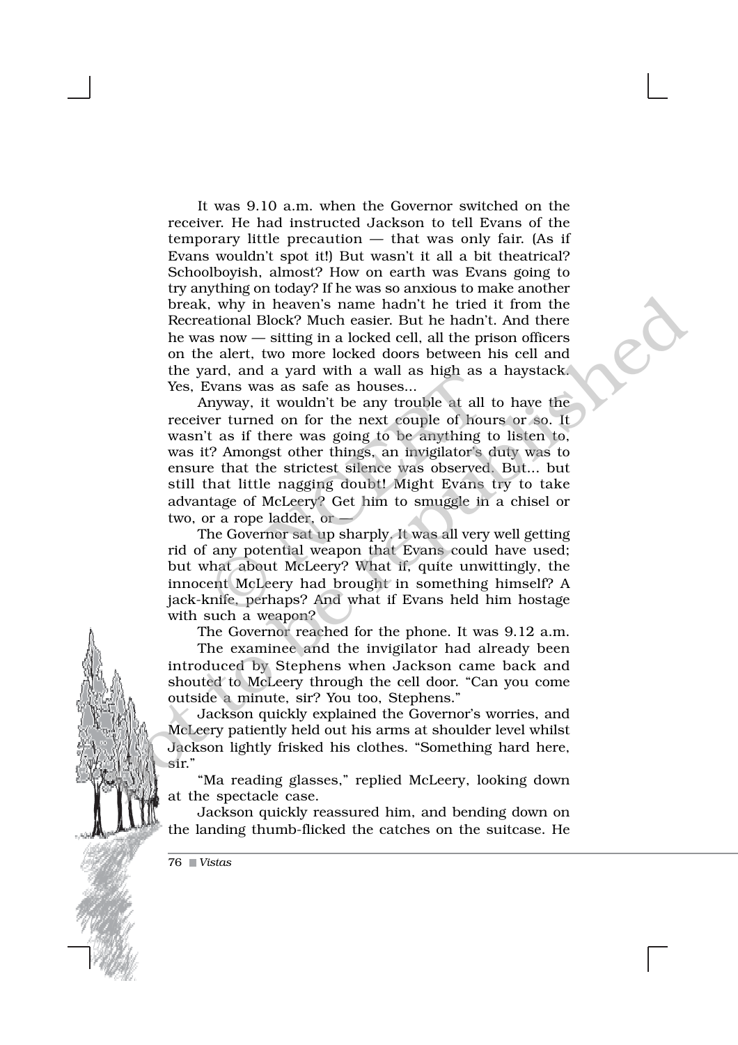It was 9.10 a.m. when the Governor switched on the receiver. He had instructed Jackson to tell Evans of the temporary little precaution — that was only fair. (As if Evans wouldn't spot it!) But wasn't it all a bit theatrical? Schoolboyish, almost? How on earth was Evans going to try anything on today? If he was so anxious to make another break, why in heaven's name hadn't he tried it from the Recreational Block? Much easier. But he hadn't. And there he was now — sitting in a locked cell, all the prison officers on the alert, two more locked doors between his cell and the yard, and a yard with a wall as high as a haystack. Yes, Evans was as safe as houses...

Anyway, it wouldn't be any trouble at all to have the receiver turned on for the next couple of hours or so. It wasn't as if there was going to be anything to listen to, was it? Amongst other things, an invigilator's duty was to ensure that the strictest silence was observed. But... but still that little nagging doubt! Might Evans try to take advantage of McLeery? Get him to smuggle in a chisel or two, or a rope ladder, or —

The Governor sat up sharply. It was all very well getting rid of any potential weapon that Evans could have used; but what about McLeery? What if, quite unwittingly, the innocent McLeery had brought in something himself? A jack-knife, perhaps? And what if Evans held him hostage with such a weapon?

The Governor reached for the phone. It was 9.12 a.m.

The examinee and the invigilator had already been introduced by Stephens when Jackson came back and shouted to McLeery through the cell door. "Can you come outside a minute, sir? You too, Stephens."

Jackson quickly explained the Governor's worries, and McLeery patiently held out his arms at shoulder level whilst Jackson lightly frisked his clothes. "Something hard here, sir."

"Ma reading glasses," replied McLeery, looking down at the spectacle case.

Jackson quickly reassured him, and bending down on the landing thumb-flicked the catches on the suitcase. He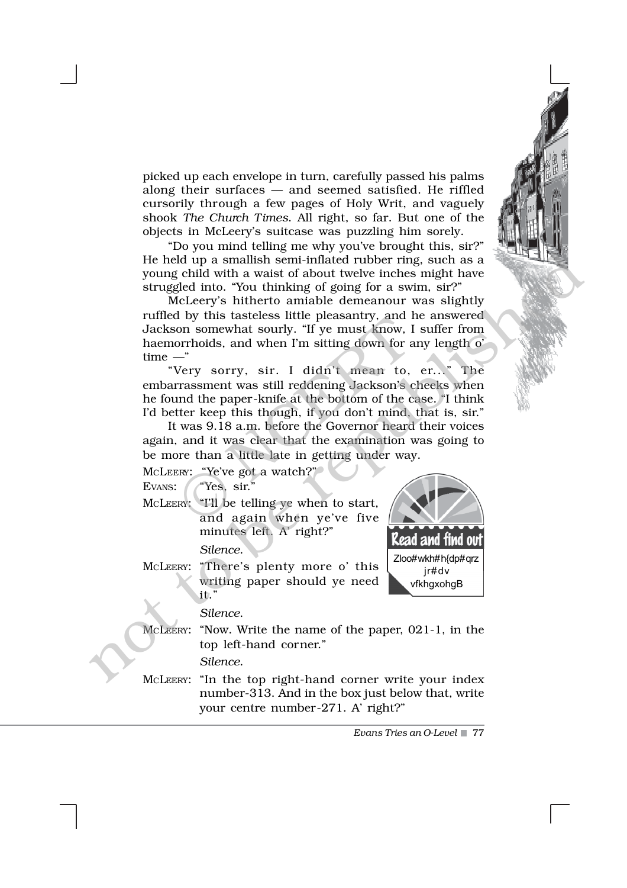picked up each envelope in turn, carefully passed his palms along their surfaces — and seemed satisfied. He riffled cursorily through a few pages of Holy Writ, and vaguely shook *The Church Times*. All right, so far. But one of the objects in McLeery's suitcase was puzzling him sorely.

"Do you mind telling me why you've brought this, sir?" He held up a smallish semi-inflated rubber ring, such as a young child with a waist of about twelve inches might have struggled into. "You thinking of going for a swim, sir?"

McLeery's hitherto amiable demeanour was slightly ruffled by this tasteless little pleasantry, and he answered Jackson somewhat sourly. "If ye must know, I suffer from haemorrhoids, and when I'm sitting down for any length o' time —"

"Very sorry, sir. I didn't mean to, er..." The embarrassment was still reddening Jackson's cheeks when he found the paper-knife at the bottom of the case. "I think I'd better keep this though, if you don't mind, that is, sir."

It was 9.18 a.m. before the Governor heard their voices again, and it was clear that the examination was going to be more than a little late in getting under way.

McLeery: "Ye've got a watch?"

Evans: "Yes, sir."

McLeery: "I'll be telling ye when to start, and again when ye've five minutes left. A' right?"

*Silence.*

McLeery: "There's plenty more o' this writing paper should ye need it."

*Silence.*

McLeery: "Now. Write the name of the paper, 021-1, in the top left-hand corner."

*Silence.*

McLeery: "In the top right-hand corner write your index number-313. And in the box just below that, write your centre number-271. A' right?"

**Read and find out**

Zloo#wkh#h{dp#qrz jr#dv vfkhgxohgB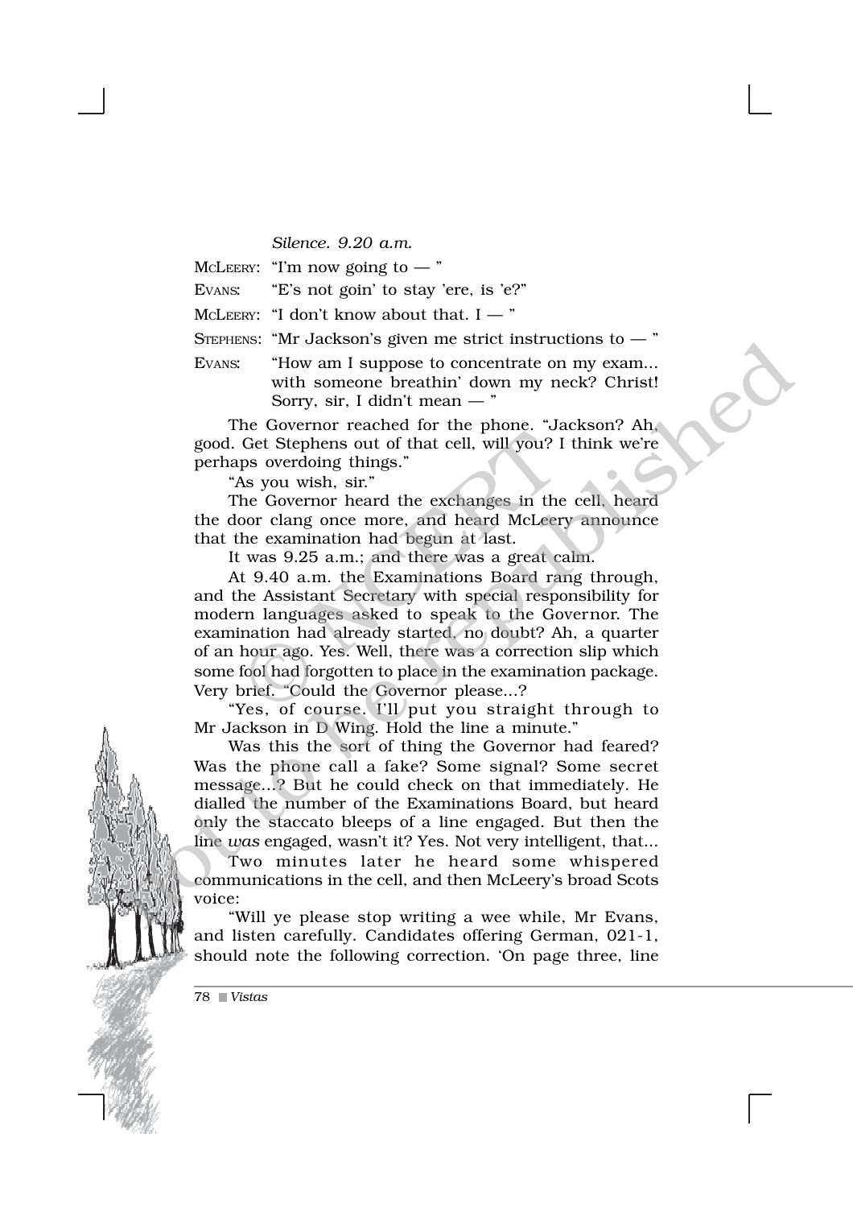*Silence. 9.20 a.m.*

McLEERY: "I'm now going to — "

EVANS: "E's not goin' to stay 'ere, is 'e?"

McLEERY: "I don't know about that. I — "

STEPHENS: "Mr Jackson's given me strict instructions to — "

EVANS: "How am I suppose to concentrate on my exam... with someone breathin' down my neck? Christ! Sorry, sir, I didn't mean — "

The Governor reached for the phone. "Jackson? Ah, good. Get Stephens out of that cell, will you? I think we're perhaps overdoing things."

"As you wish, sir."

The Governor heard the exchanges in the cell, heard the door clang once more, and heard McLeery announce that the examination had begun at last.

It was 9.25 a.m.; and there was a great calm.

At 9.40 a.m. the Examinations Board rang through, and the Assistant Secretary with special responsibility for modern languages asked to speak to the Governor. The examination had already started, no doubt? Ah, a quarter of an hour ago. Yes. Well, there was a correction slip which some fool had forgotten to place in the examination package. Very brief. "Could the Governor please...?

"Yes, of course. I'll put you straight through to Mr Jackson in D Wing. Hold the line a minute."

Was this the sort of thing the Governor had feared? Was the phone call a fake? Some signal? Some secret message...? But he could check on that immediately. He dialled the number of the Examinations Board, but heard only the staccato bleeps of a line engaged. But then the line *was* engaged, wasn't it? Yes. Not very intelligent, that...

Two minutes later he heard some whispered communications in the cell, and then McLeery's broad Scots voice:

"Will ye please stop writing a wee while, Mr Evans, and listen carefully. Candidates offering German, 021-1, should note the following correction. 'On page three, line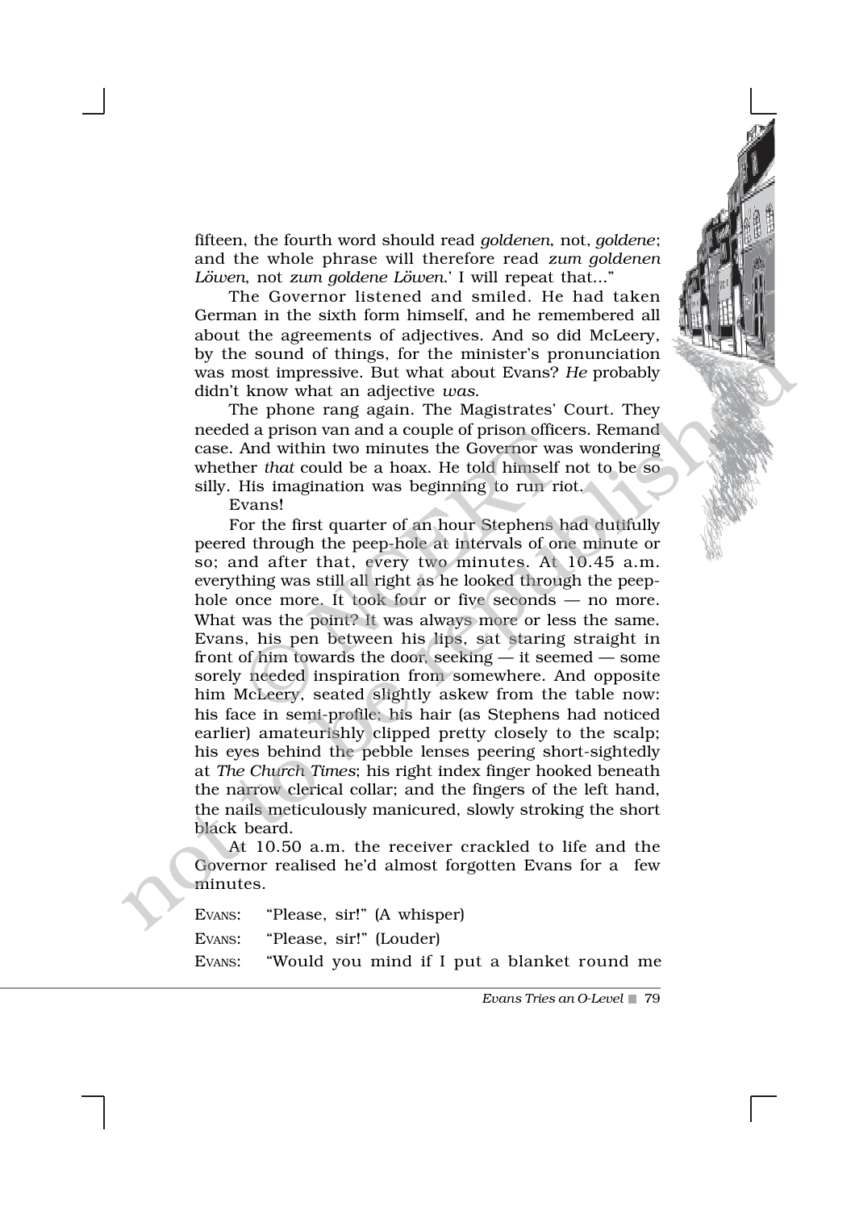fifteen, the fourth word should read *goldenen*, not, *goldene*; and the whole phrase will therefore read *zum goldenen Löwen*, not *zum goldene Löwen*.' I will repeat that…"

The Governor listened and smiled. He had taken German in the sixth form himself, and he remembered all about the agreements of adjectives. And so did McLeery, by the sound of things, for the minister's pronunciation was most impressive. But what about Evans? *He* probably didn't know what an adjective *was*.

The phone rang again. The Magistrates' Court. They needed a prison van and a couple of prison officers. Remand case. And within two minutes the Governor was wondering whether *that* could be a hoax. He told himself not to be so silly. His imagination was beginning to run riot.

Evans!

For the first quarter of an hour Stephens had dutifully peered through the peep-hole at intervals of one minute or so; and after that, every two minutes. At 10.45 a.m. everything was still all right as he looked through the peep-hole once more. It took four or five seconds — no more. What was the point? It was always more or less the same. Evans, his pen between his lips, sat staring straight in front of him towards the door, seeking — it seemed — some sorely needed inspiration from somewhere. And opposite him McLeery, seated slightly askew from the table now: his face in semi-profile; his hair (as Stephens had noticed earlier) amateurishly clipped pretty closely to the scalp; his eyes behind the pebble lenses peering short-sightedly at *The Church Times*; his right index finger hooked beneath the narrow clerical collar; and the fingers of the left hand, the nails meticulously manicured, slowly stroking the short black beard.

At 10.50 a.m. the receiver crackled to life and the Governor realised he'd almost forgotten Evans for a few minutes.

EVANS: "Please, sir!" (A whisper)

EVANS: "Please, sir!" (Louder)

EVANS: "Would you mind if I put a blanket round me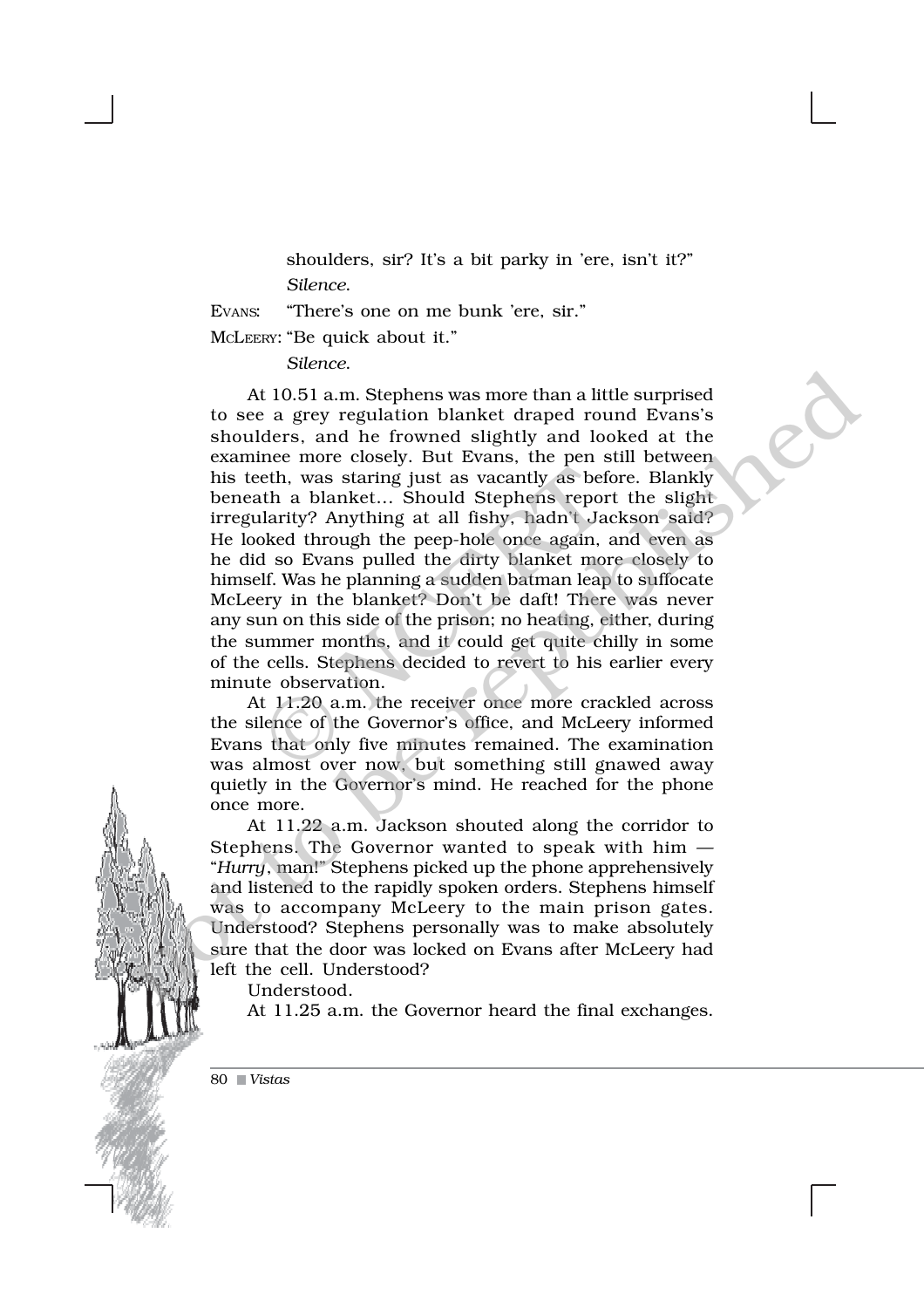shoulders, sir? It's a bit parky in 'ere, isn't it?"

*Silence.*

EVANS: "There's one on me bunk 'ere, sir."

MCLEERY: "Be quick about it."

*Silence.*

At 10.51 a.m. Stephens was more than a little surprised to see a grey regulation blanket draped round Evans's shoulders, and he frowned slightly and looked at the examinee more closely. But Evans, the pen still between his teeth, was staring just as vacantly as before. Blankly beneath a blanket... Should Stephens report the slight irregularity? Anything at all fishy, hadn't Jackson said? He looked through the peep-hole once again, and even as he did so Evans pulled the dirty blanket more closely to himself. Was he planning a sudden batman leap to suffocate McLeery in the blanket? Don't be daft! There was never any sun on this side of the prison; no heating, either, during the summer months, and it could get quite chilly in some of the cells. Stephens decided to revert to his earlier every minute observation.

At 11.20 a.m. the receiver once more crackled across the silence of the Governor's office, and McLeery informed Evans that only five minutes remained. The examination was almost over now, but something still gnawed away quietly in the Governor's mind. He reached for the phone once more.

At 11.22 a.m. Jackson shouted along the corridor to Stephens. The Governor wanted to speak with him — "*Hurry*, man!" Stephens picked up the phone apprehensively and listened to the rapidly spoken orders. Stephens himself was to accompany McLeery to the main prison gates. Understood? Stephens personally was to make absolutely sure that the door was locked on Evans after McLeery had left the cell. Understood?

Understood.

At 11.25 a.m. the Governor heard the final exchanges.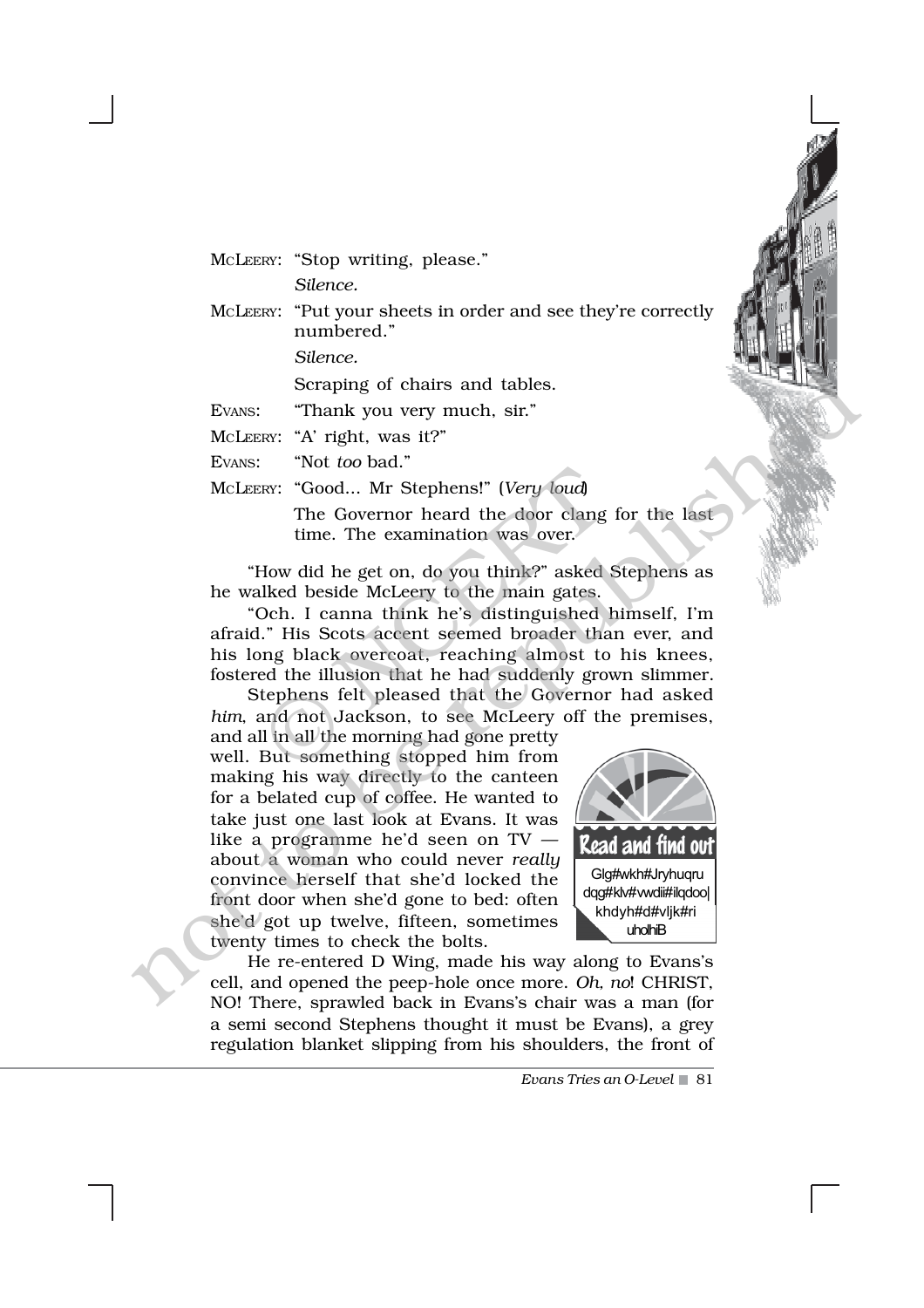MCLEERY: "Stop writing, please."

*Silence.*

MCLEERY: "Put your sheets in order and see they're correctly numbered."

*Silence.*

Scraping of chairs and tables.

EVANS: "Thank you very much, sir."

MCLEERY: "A' right, was it?"

EVANS: "Not *too* bad."

MCLEERY: "Good... Mr Stephens!" (*Very loud*)

The Governor heard the door clang for the last time. The examination was over.

"How did he get on, do you think?" asked Stephens as he walked beside McLeery to the main gates.

"Och. I canna think he's distinguished himself, I'm afraid." His Scots accent seemed broader than ever, and his long black overcoat, reaching almost to his knees, fostered the illusion that he had suddenly grown slimmer.

Stephens felt pleased that the Governor had asked *him*, and not Jackson, to see McLeery off the premises, and all in all the morning had gone pretty well. But something stopped him from making his way directly to the canteen for a belated cup of coffee. He wanted to take just one last look at Evans. It was like a programme he'd seen on TV — about a woman who could never *really* convince herself that she'd locked the front door when she'd gone to bed: often she'd got up twelve, fifteen, sometimes twenty times to check the bolts.

**Read and find out**

Did the Governor and his staff finally heave a sigh of relief?

He re-entered D Wing, made his way along to Evans's cell, and opened the peep-hole once more. *Oh, no*! CHRIST, NO! There, sprawled back in Evans's chair was a man (for a semi second Stephens thought it must be Evans), a grey regulation blanket slipping from his shoulders, the front of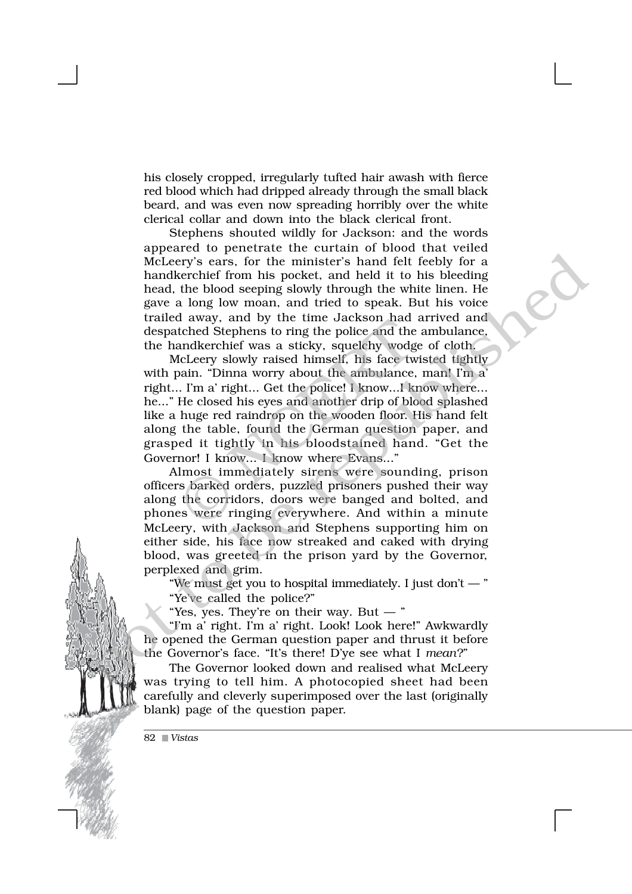his closely cropped, irregularly tufted hair awash with fierce red blood which had dripped already through the small black beard, and was even now spreading horribly over the white clerical collar and down into the black clerical front.

Stephens shouted wildly for Jackson: and the words appeared to penetrate the curtain of blood that veiled McLeery's ears, for the minister's hand felt feebly for a handkerchief from his pocket, and held it to his bleeding head, the blood seeping slowly through the white linen. He gave a long low moan, and tried to speak. But his voice trailed away, and by the time Jackson had arrived and despatched Stephens to ring the police and the ambulance, the handkerchief was a sticky, squelchy wodge of cloth.

McLeery slowly raised himself, his face twisted tightly with pain. "Dinna worry about the ambulance, man! I'm a' right... I'm a' right... Get the police! I know...I know where... he..." He closed his eyes and another drip of blood splashed like a huge red raindrop on the wooden floor. His hand felt along the table, found the German question paper, and grasped it tightly in his bloodstained hand. "Get the Governor! I know... I know where Evans..."

Almost immediately sirens were sounding, prison officers barked orders, puzzled prisoners pushed their way along the corridors, doors were banged and bolted, and phones were ringing everywhere. And within a minute McLeery, with Jackson and Stephens supporting him on either side, his face now streaked and caked with drying blood, was greeted in the prison yard by the Governor, perplexed and grim.

"We must get you to hospital immediately. I just don't — "

"Ye've called the police?"

"Yes, yes. They're on their way. But — "

"I'm a' right. I'm a' right. Look! Look here!" Awkwardly he opened the German question paper and thrust it before the Governor's face. "It's there! D'ye see what I *mean*?"

The Governor looked down and realised what McLeery was trying to tell him. A photocopied sheet had been carefully and cleverly superimposed over the last (originally blank) page of the question paper.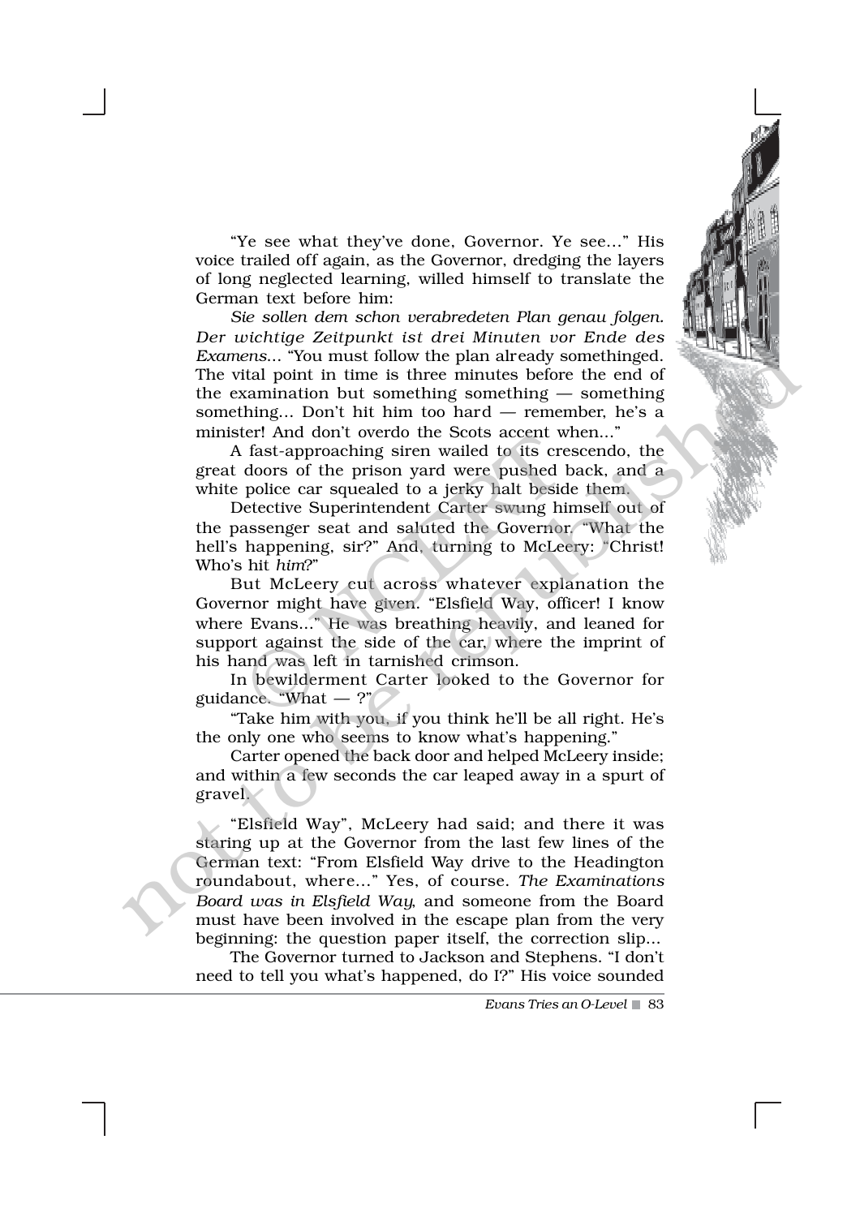"Ye see what they've done, Governor. Ye see..." His voice trailed off again, as the Governor, dredging the layers of long neglected learning, willed himself to translate the German text before him:

*Sie sollen dem schon verabredeten Plan genau folgen. Der wichtige Zeitpunkt ist drei Minuten vor Ende des Examens...* "You must follow the plan already somethinged. The vital point in time is three minutes before the end of the examination but something something — something something... Don't hit him too hard — remember, he's a minister! And don't overdo the Scots accent when..."

A fast-approaching siren wailed to its crescendo, the great doors of the prison yard were pushed back, and a white police car squealed to a jerky halt beside them.

Detective Superintendent Carter swung himself out of the passenger seat and saluted the Governor. "What the hell's happening, sir?" And, turning to McLeery: "Christ! Who's hit *him*?"

But McLeery cut across whatever explanation the Governor might have given. "Elsfield Way, officer! I know where Evans..." He was breathing heavily, and leaned for support against the side of the car, where the imprint of his hand was left in tarnished crimson.

In bewilderment Carter looked to the Governor for guidance. "What — ?"

"Take him with you, if you think he'll be all right. He's the only one who seems to know what's happening."

Carter opened the back door and helped McLeery inside; and within a few seconds the car leaped away in a spurt of gravel.

"Elsfield Way", McLeery had said; and there it was staring up at the Governor from the last few lines of the German text: "From Elsfield Way drive to the Headington roundabout, where..." Yes, of course. *The Examinations Board was in Elsfield Way*, and someone from the Board must have been involved in the escape plan from the very beginning: the question paper itself, the correction slip...

The Governor turned to Jackson and Stephens. "I don't need to tell you what's happened, do I?" His voice sounded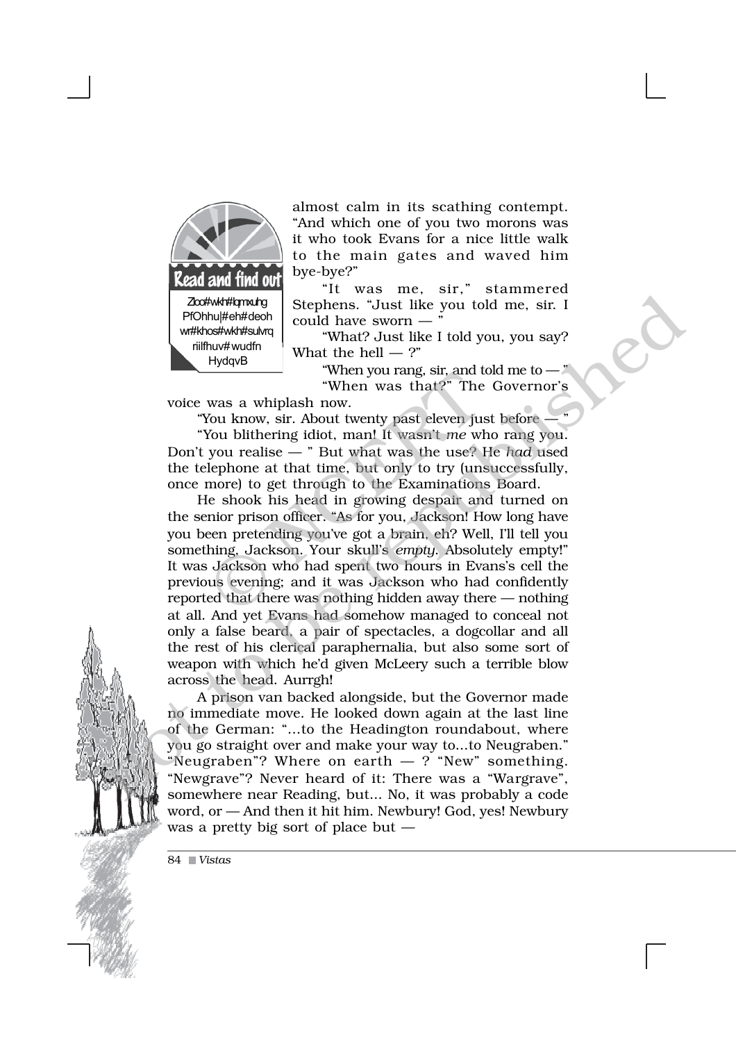**Read and find out**

Zloo#wkh#lqmxuhg PfOhhu|#eh#deoh wr#khos#wkh#sulvrq riilfhuv#wudfn HydqvB

almost calm in its scathing contempt. "And which one of you two morons was it who took Evans for a nice little walk to the main gates and waved him bye-bye?"

"It was me, sir," stammered Stephens. "Just like you told me, sir. I could have sworn — "

"What? Just like I told you, you say? What the hell — ?"

"When you rang, sir, and told me to — "

"When was that?" The Governor's voice was a whiplash now.

"You know, sir. About twenty past eleven just before — "

"You blithering idiot, man! It wasn't *me* who rang you. Don't you realise — " But what was the use? He *had* used the telephone at that time, but only to try (unsuccessfully, once more) to get through to the Examinations Board.

He shook his head in growing despair and turned on the senior prison officer. "As for you, Jackson! How long have you been pretending you've got a brain, eh? Well, I'll tell you something, Jackson. Your skull's *empty*. Absolutely empty!" It was Jackson who had spent two hours in Evans's cell the previous evening; and it was Jackson who had confidently reported that there was nothing hidden away there — nothing at all. And yet Evans had somehow managed to conceal not only a false beard, a pair of spectacles, a dogcollar and all the rest of his clerical paraphernalia, but also some sort of weapon with which he'd given McLeery such a terrible blow across the head. Aurrgh!

A prison van backed alongside, but the Governor made no immediate move. He looked down again at the last line of the German: "...to the Headington roundabout, where you go straight over and make your way to...to Neugraben." "Neugraben"? Where on earth — ? "New" something. "Newgrave"? Never heard of it: There was a "Wargrave", somewhere near Reading, but... No, it was probably a code word, or — And then it hit him. Newbury! God, yes! Newbury was a pretty big sort of place but —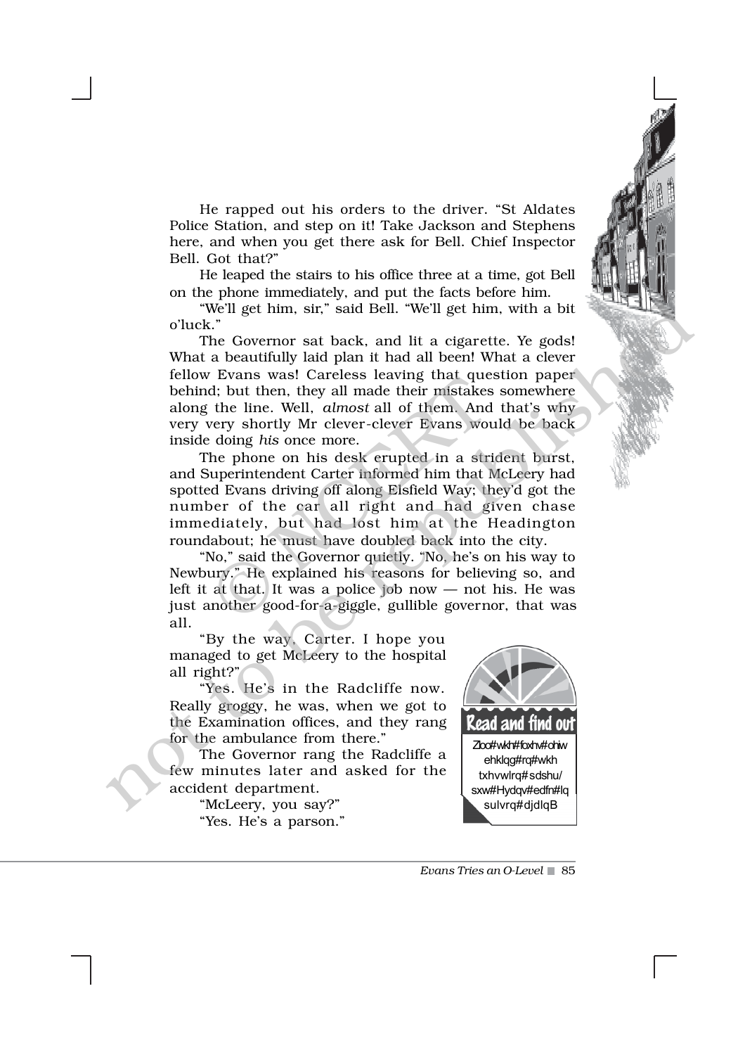He rapped out his orders to the driver. "St Aldates Police Station, and step on it! Take Jackson and Stephens here, and when you get there ask for Bell. Chief Inspector Bell. Got that?"

He leaped the stairs to his office three at a time, got Bell on the phone immediately, and put the facts before him.

"We'll get him, sir," said Bell. "We'll get him, with a bit o'luck."

The Governor sat back, and lit a cigarette. Ye gods! What a beautifully laid plan it had all been! What a clever fellow Evans was! Careless leaving that question paper behind; but then, they all made their mistakes somewhere along the line. Well, *almost* all of them. And that's why very very shortly Mr clever-clever Evans would be back inside doing *his* once more.

The phone on his desk erupted in a strident burst, and Superintendent Carter informed him that McLeery had spotted Evans driving off along Elsfield Way; they'd got the number of the car all right and had given chase immediately, but had lost him at the Headington roundabout; he must have doubled back into the city.

"No," said the Governor quietly. "No, he's on his way to Newbury." He explained his reasons for believing so, and left it at that. It was a police job now — not his. He was just another good-for-a-giggle, gullible governor, that was all.

"By the way, Carter. I hope you managed to get McLeery to the hospital all right?"

"Yes. He's in the Radcliffe now. Really groggy, he was, when we got to the Examination offices, and they rang for the ambulance from there."

The Governor rang the Radcliffe a few minutes later and asked for the accident department.

"McLeery, you say?"

"Yes. He's a parson."

**Read and find out**

Zlo#wkh#foxhv#ohiw ehklqg#rq#wkh txhvwlrq#sdshu/ sxw#Hydqv#edfn#lq sulvrq#djdlqB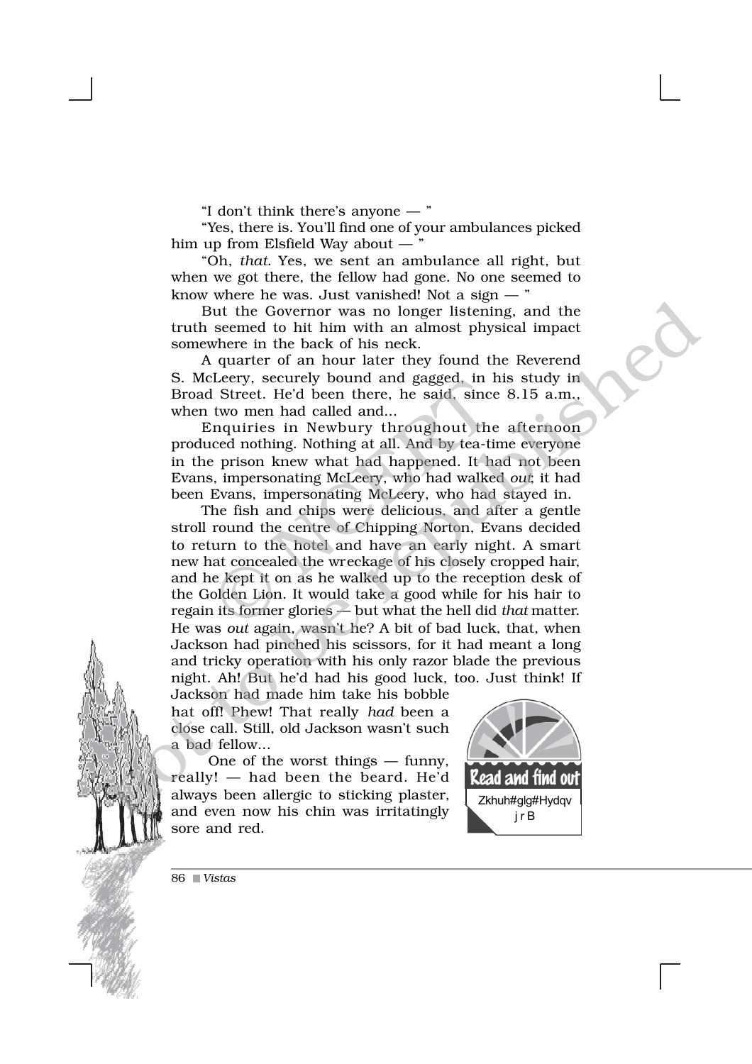"I don't think there's anyone — "

"Yes, there is. You'll find one of your ambulances picked him up from Elsfield Way about — "

"Oh, *that*. Yes, we sent an ambulance all right, but when we got there, the fellow had gone. No one seemed to know where he was. Just vanished! Not a sign — "

But the Governor was no longer listening, and the truth seemed to hit him with an almost physical impact somewhere in the back of his neck.

A quarter of an hour later they found the Reverend S. McLeery, securely bound and gagged, in his study in Broad Street. He'd been there, he said, since 8.15 a.m., when two men had called and...

Enquiries in Newbury throughout the afternoon produced nothing. Nothing at all. And by tea-time everyone in the prison knew what had happened. It had not been Evans, impersonating McLeery, who had walked *out*; it had been Evans, impersonating McLeery, who had stayed in.

The fish and chips were delicious, and after a gentle stroll round the centre of Chipping Norton, Evans decided to return to the hotel and have an early night. A smart new hat concealed the wreckage of his closely cropped hair, and he kept it on as he walked up to the reception desk of the Golden Lion. It would take a good while for his hair to regain its former glories — but what the hell did *that* matter. He was *out* again, wasn't he? A bit of bad luck, that, when Jackson had pinched his scissors, for it had meant a long and tricky operation with his only razor blade the previous night. Ah! But he'd had his good luck, too. Just think! If Jackson had made him take his bobble hat off! Phew! That really *had* been a close call. Still, old Jackson wasn't such a bad fellow...

One of the worst things — funny, really! — had been the beard. He'd always been allergic to sticking plaster, and even now his chin was irritatingly sore and red.

Read and find out

Zkhuh#glg#Hydqv
j r B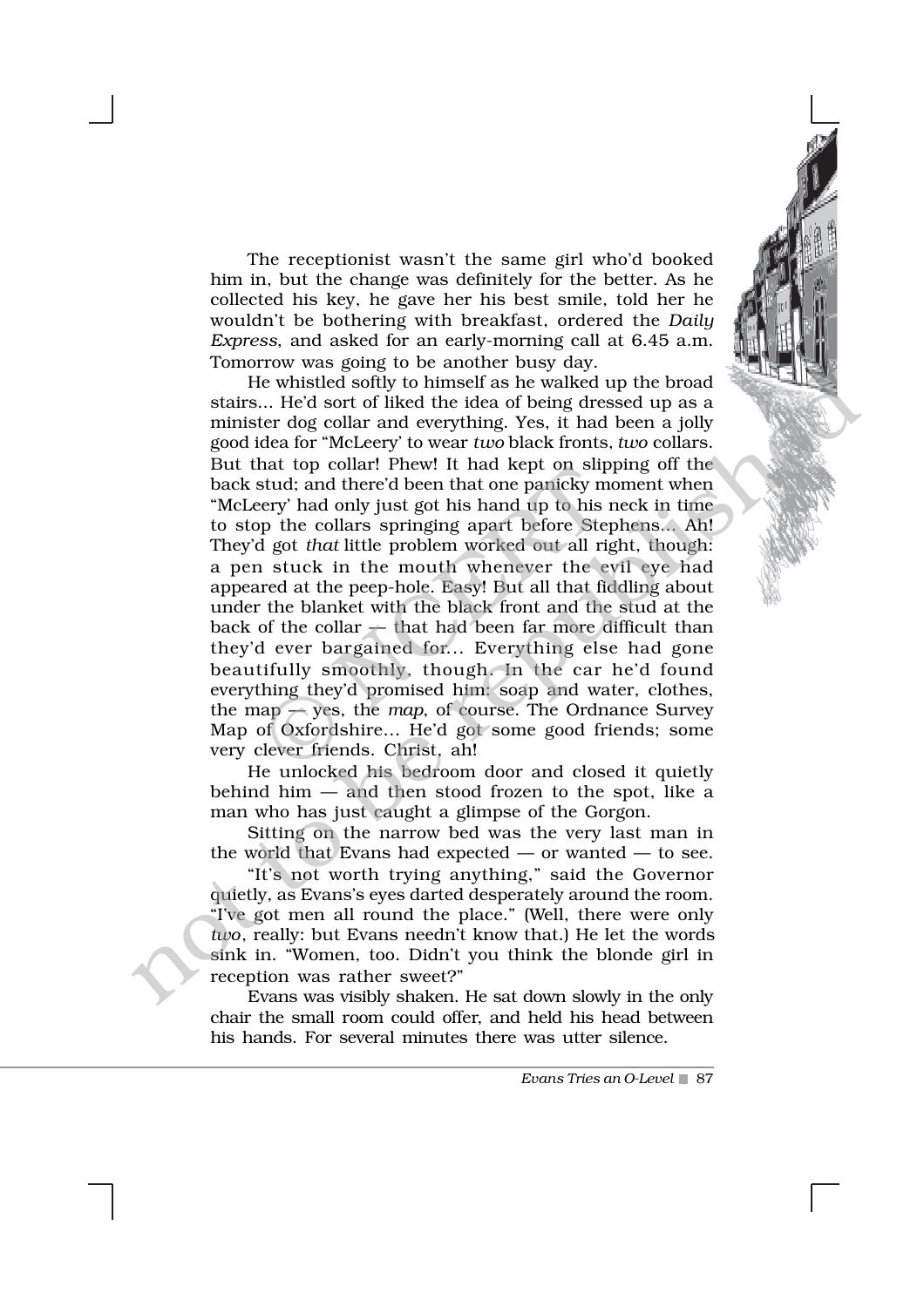The receptionist wasn't the same girl who'd booked him in, but the change was definitely for the better. As he collected his key, he gave her his best smile, told her he wouldn't be bothering with breakfast, ordered the *Daily Express*, and asked for an early-morning call at 6.45 a.m. Tomorrow was going to be another busy day.

He whistled softly to himself as he walked up the broad stairs... He'd sort of liked the idea of being dressed up as a minister dog collar and everything. Yes, it had been a jolly good idea for "McLeery' to wear *two* black fronts, *two* collars. But that top collar! Phew! It had kept on slipping off the back stud; and there'd been that one panicky moment when "McLeery' had only just got his hand up to his neck in time to stop the collars springing apart before Stephens... Ah! They'd got *that* little problem worked out all right, though: a pen stuck in the mouth whenever the evil eye had appeared at the peep-hole. Easy! But all that fiddling about under the blanket with the black front and the stud at the back of the collar — that had been far more difficult than they'd ever bargained for... Everything else had gone beautifully smoothly, though. In the car he'd found everything they'd promised him: soap and water, clothes, the map — yes, the *map*, of course. The Ordnance Survey Map of Oxfordshire... He'd got some good friends; some very clever friends. Christ, ah!

He unlocked his bedroom door and closed it quietly behind him — and then stood frozen to the spot, like a man who has just caught a glimpse of the Gorgon.

Sitting on the narrow bed was the very last man in the world that Evans had expected — or wanted — to see.

"It's not worth trying anything," said the Governor quietly, as Evans's eyes darted desperately around the room. "I've got men all round the place." (Well, there were only *two*, really: but Evans needn't know that.) He let the words sink in. "Women, too. Didn't you think the blonde girl in reception was rather sweet?"

Evans was visibly shaken. He sat down slowly in the only chair the small room could offer, and held his head between his hands. For several minutes there was utter silence.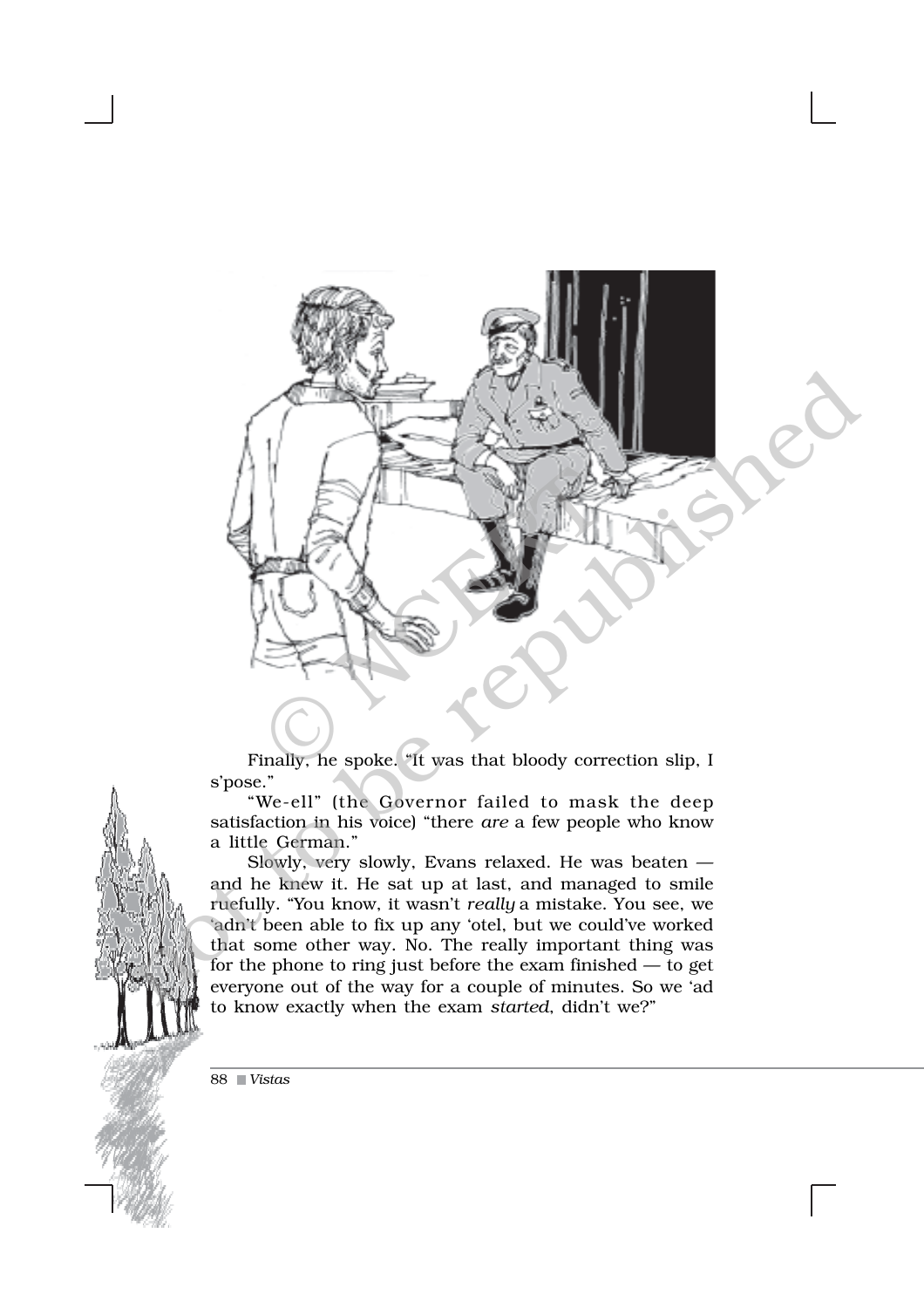Finally, he spoke. "It was that bloody correction slip, I s'pose."

"We-ell" (the Governor failed to mask the deep satisfaction in his voice) "there *are* a few people who know a little German."

Slowly, very slowly, Evans relaxed. He was beaten — and he knew it. He sat up at last, and managed to smile ruefully. "You know, it wasn't *really* a mistake. You see, we 'adn't been able to fix up any 'otel, but we could've worked that some other way. No. The really important thing was for the phone to ring just before the exam finished — to get everyone out of the way for a couple of minutes. So we 'ad to know exactly when the exam *started*, didn't we?"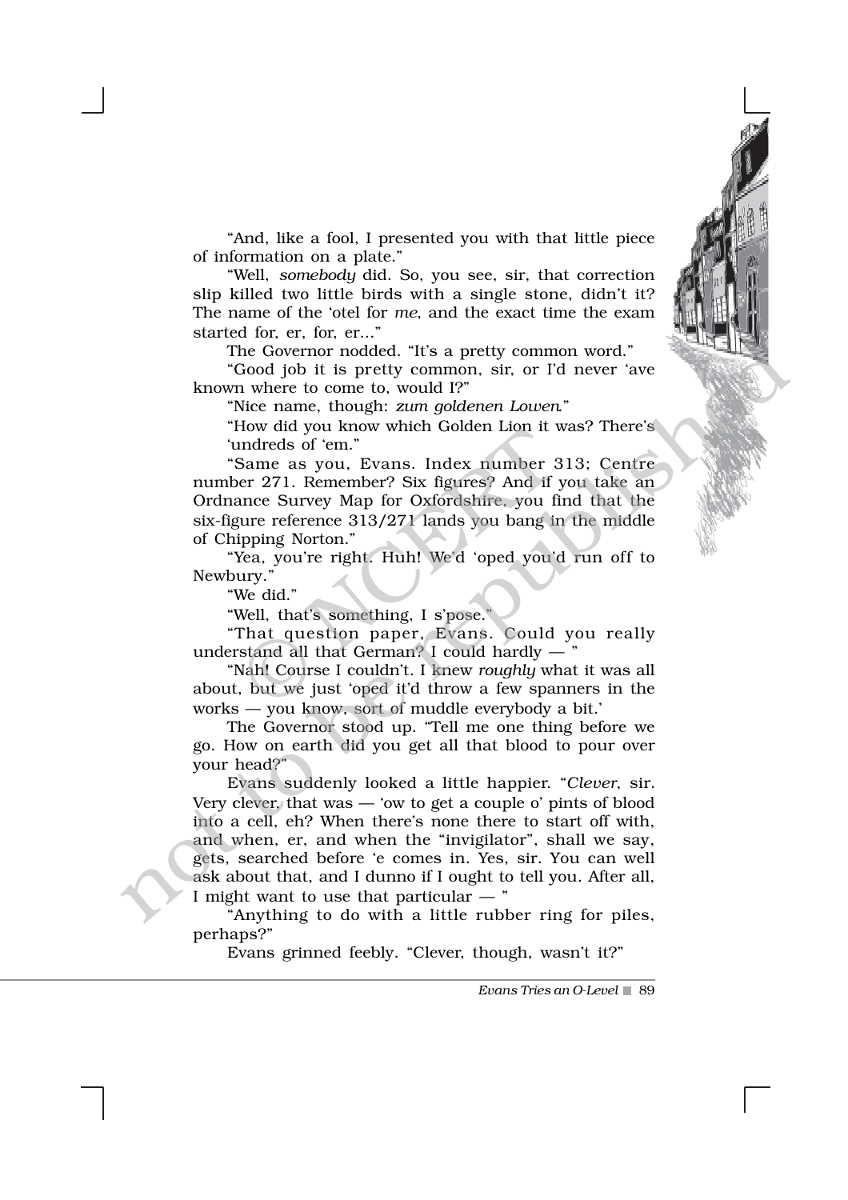"And, like a fool, I presented you with that little piece of information on a plate."

"Well, *somebody* did. So, you see, sir, that correction slip killed two little birds with a single stone, didn't it? The name of the 'otel for *me*, and the exact time the exam started for, er, for, er..."

The Governor nodded. "It's a pretty common word."

"Good job it is pretty common, sir, or I'd never 'ave known where to come to, would I?"

"Nice name, though: *zum goldenen Lowen*."

"How did you know which Golden Lion it was? There's 'undreds of 'em."

"Same as you, Evans. Index number 313; Centre number 271. Remember? Six figures? And if you take an Ordnance Survey Map for Oxfordshire, you find that the six-figure reference 313/271 lands you bang in the middle of Chipping Norton."

"Yea, you're right. Huh! We'd 'oped you'd run off to Newbury."

"We did."

"Well, that's something, I s'pose."

"That question paper, Evans. Could you really understand all that German? I could hardly — "

"Nah! Course I couldn't. I knew *roughly* what it was all about, but we just 'oped it'd throw a few spanners in the works — you know, sort of muddle everybody a bit.'

The Governor stood up. "Tell me one thing before we go. How on earth did you get all that blood to pour over your head?"

Evans suddenly looked a little happier. "*Clever*, sir. Very clever, that was — 'ow to get a couple o' pints of blood into a cell, eh? When there's none there to start off with, and when, er, and when the "invigilator", shall we say, gets, searched before 'e comes in. Yes, sir. You can well ask about that, and I dunno if I ought to tell you. After all, I might want to use that particular — "

"Anything to do with a little rubber ring for piles, perhaps?"

Evans grinned feebly. "Clever, though, wasn't it?"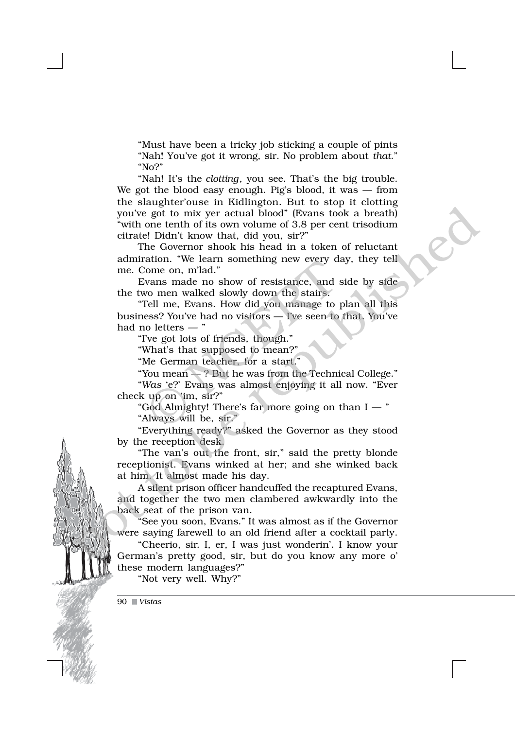"Must have been a tricky job sticking a couple of pints

"Nah! You've got it wrong, sir. No problem about *that*."

"No?"

"Nah! It's the *clotting*, you see. That's the big trouble. We got the blood easy enough. Pig's blood, it was — from the slaughter'ouse in Kidlington. But to stop it clotting you've got to mix yer actual blood" (Evans took a breath) "with one tenth of its own volume of 3.8 per cent trisodium citrate! Didn't know that, did you, sir?"

The Governor shook his head in a token of reluctant admiration. "We learn something new every day, they tell me. Come on, m'lad."

Evans made no show of resistance, and side by side the two men walked slowly down the stairs.

"Tell me, Evans. How did you manage to plan all this business? You've had no visitors — I've seen to that. You've had no letters — "

"I've got lots of friends, though."

"What's that supposed to mean?"

"Me German teacher, for a start."

"You mean — ? But he was from the Technical College."

"*Was* 'e?' Evans was almost enjoying it all now. "Ever check up on 'im, sir?"

"God Almighty! There's far more going on than I — "

"Always will be, sir."

"Everything ready?" asked the Governor as they stood by the reception desk.

"The van's out the front, sir," said the pretty blonde receptionist. Evans winked at her; and she winked back at him. It almost made his day.

A silent prison officer handcuffed the recaptured Evans, and together the two men clambered awkwardly into the back seat of the prison van.

"See you soon, Evans." It was almost as if the Governor were saying farewell to an old friend after a cocktail party.

"Cheerio, sir. I, er, I was just wonderin'. I know your German's pretty good, sir, but do you know any more o' these modern languages?"

"Not very well. Why?"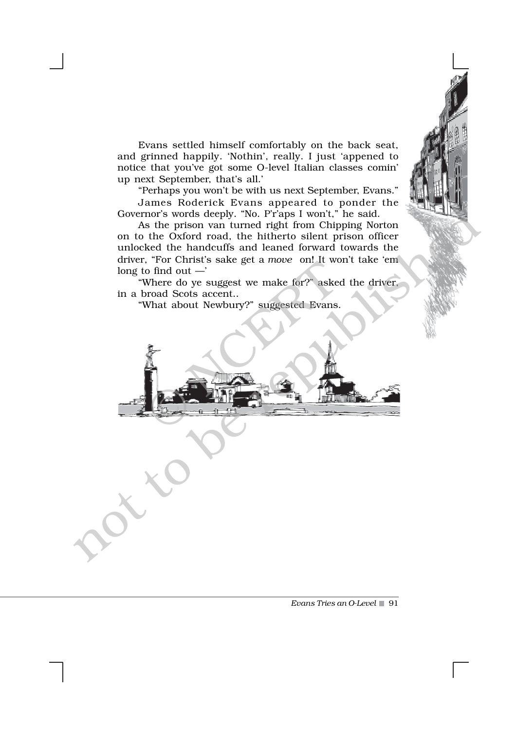Evans settled himself comfortably on the back seat, and grinned happily. 'Nothin', really. I just 'appened to notice that you've got some O-level Italian classes comin' up next September, that's all.'

"Perhaps you won't be with us next September, Evans."

James Roderick Evans appeared to ponder the Governor's words deeply. "No. P'r'aps I won't," he said.

As the prison van turned right from Chipping Norton on to the Oxford road, the hitherto silent prison officer unlocked the handcuffs and leaned forward towards the driver, "For Christ's sake get a *move* on! It won't take 'em long to find out —'

"Where do ye suggest we make for?" asked the driver, in a broad Scots accent..

"What about Newbury?" suggested Evans.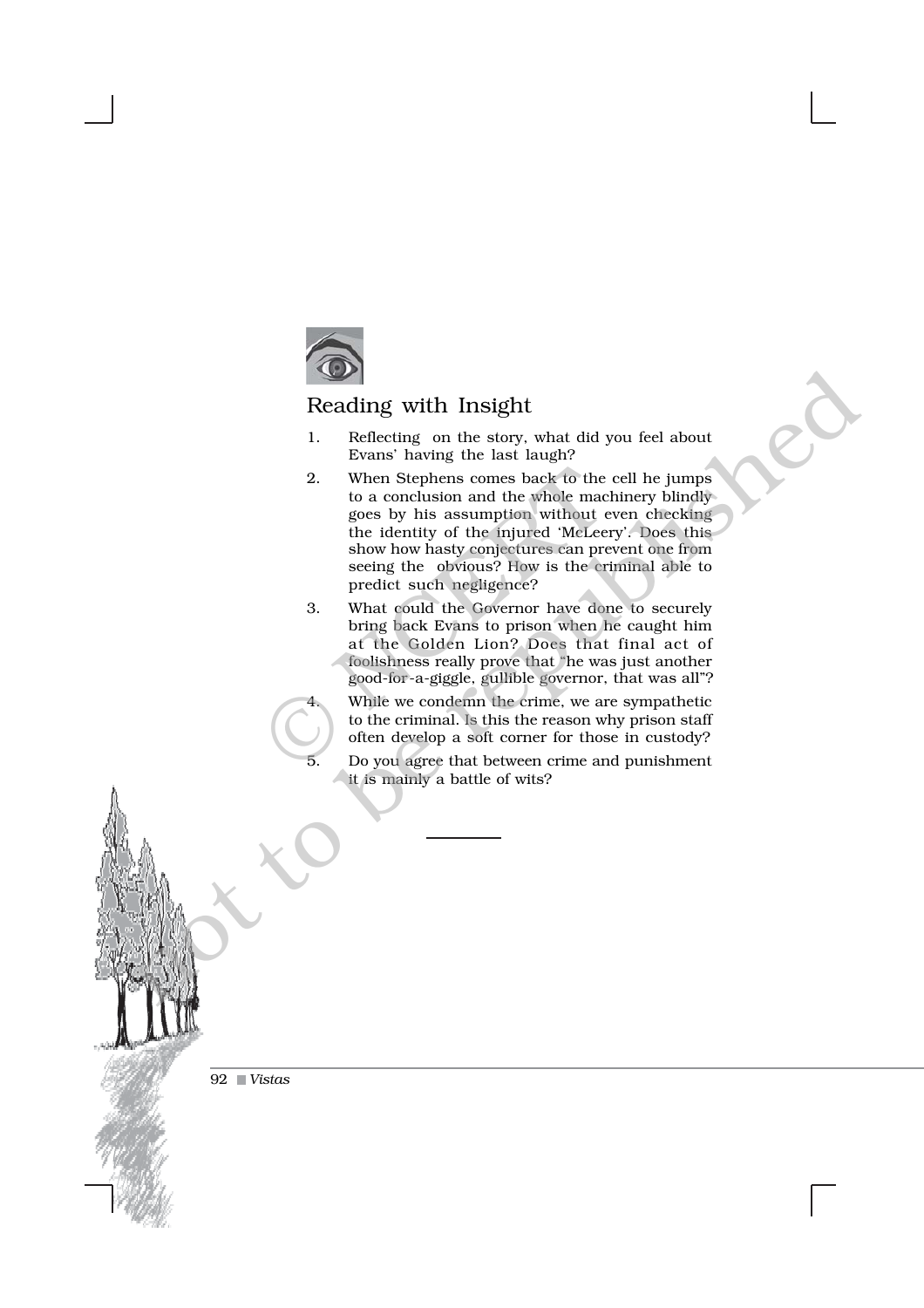## Reading with Insight

1. Reflecting on the story, what did you feel about Evans' having the last laugh?
2. When Stephens comes back to the cell he jumps to a conclusion and the whole machinery blindly goes by his assumption without even checking the identity of the injured 'McLeery'. Does this show how hasty conjectures can prevent one from seeing the obvious? How is the criminal able to predict such negligence?
3. What could the Governor have done to securely bring back Evans to prison when he caught him at the Golden Lion? Does that final act of foolishness really prove that "he was just another good-for-a-giggle, gullible governor, that was all"?
4. While we condemn the crime, we are sympathetic to the criminal. Is this the reason why prison staff often develop a soft corner for those in custody?
5. Do you agree that between crime and punishment it is mainly a battle of wits?